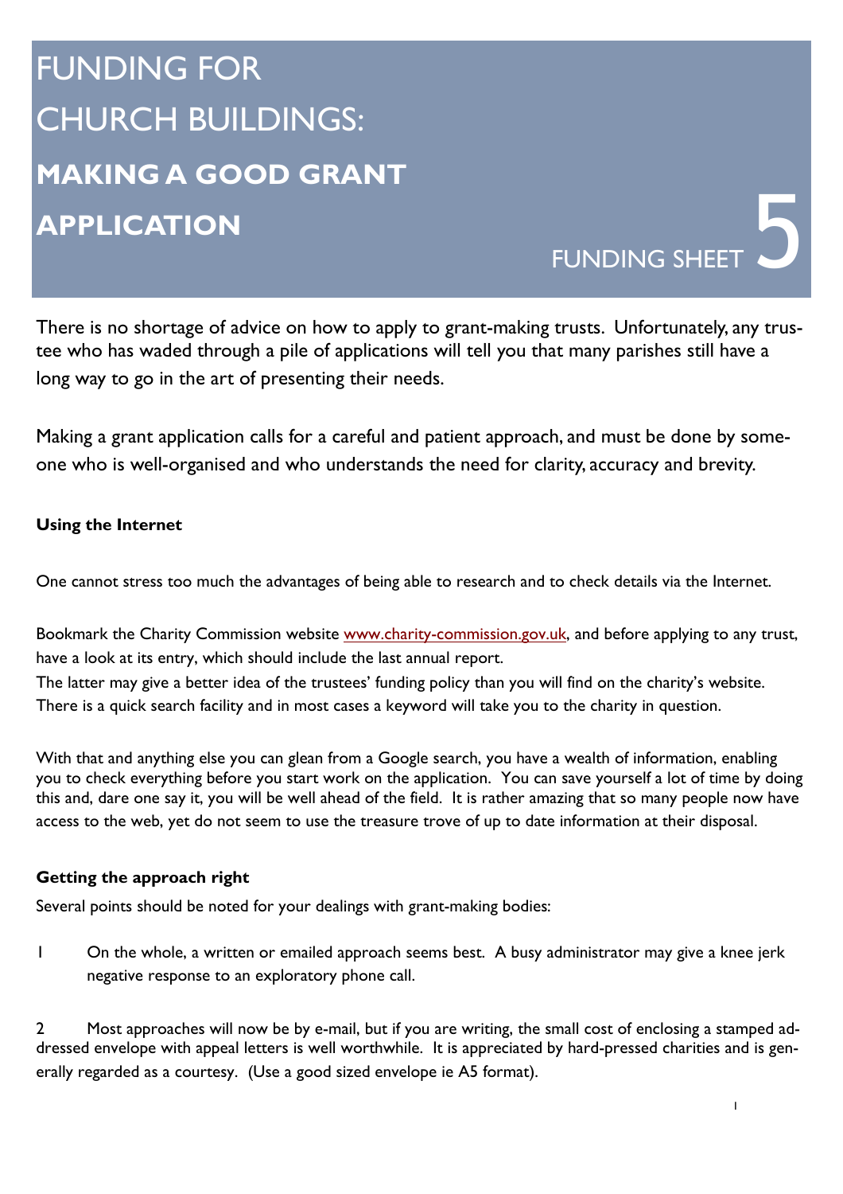# FUNDING FOR CHURCH BUILDINGS: MAKING A GOOD GRANT APPLICATION

FUNDING SHEET 5

There is no shortage of advice on how to apply to grant-making trusts. Unfortunately, any trustee who has waded through a pile of applications will tell you that many parishes still have a long way to go in the art of presenting their needs.

Making a grant application calls for a careful and patient approach, and must be done by someone who is well-organised and who understands the need for clarity, accuracy and brevity.

**Using the Internet**

One cannot stress too much the advantages of being able to research and to check details via the Internet.

Bookmark the Charity Commission website www.charity-commission.gov.uk, and before applying to any trust, have a look at its entry, which should include the last annual report.
The latter may give a better idea of the trustees' funding policy than you will find on the charity's website. There is a quick search facility and in most cases a keyword will take you to the charity in question.

With that and anything else you can glean from a Google search, you have a wealth of information, enabling you to check everything before you start work on the application. You can save yourself a lot of time by doing this and, dare one say it, you will be well ahead of the field. It is rather amazing that so many people now have access to the web, yet do not seem to use the treasure trove of up to date information at their disposal.

**Getting the approach right**

Several points should be noted for your dealings with grant-making bodies:

1. On the whole, a written or emailed approach seems best. A busy administrator may give a knee jerk negative response to an exploratory phone call.

2. Most approaches will now be by e-mail, but if you are writing, the small cost of enclosing a stamped addressed envelope with appeal letters is well worthwhile. It is appreciated by hard-pressed charities and is generally regarded as a courtesy. (Use a good sized envelope ie A5 format).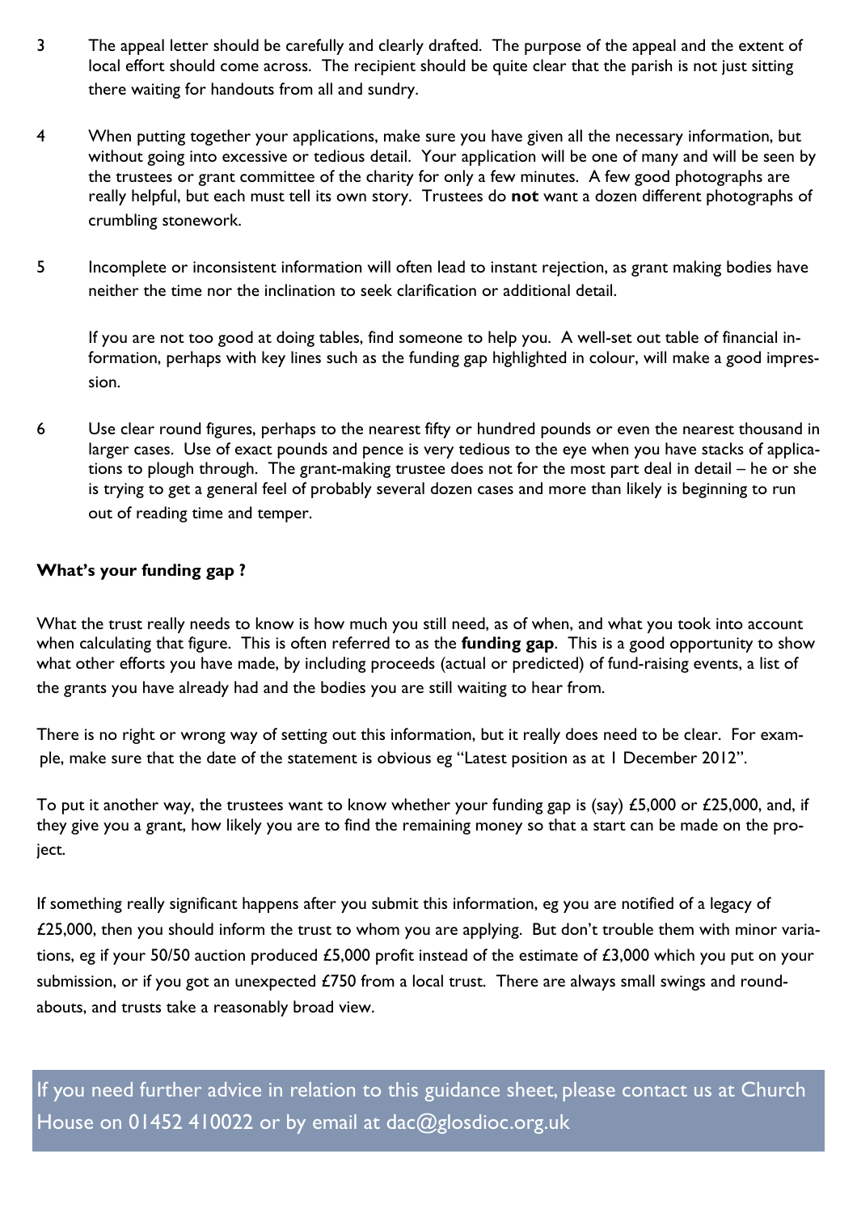3. The appeal letter should be carefully and clearly drafted. The purpose of the appeal and the extent of local effort should come across. The recipient should be quite clear that the parish is not just sitting there waiting for handouts from all and sundry.

4. When putting together your applications, make sure you have given all the necessary information, but without going into excessive or tedious detail. Your application will be one of many and will be seen by the trustees or grant committee of the charity for only a few minutes. A few good photographs are really helpful, but each must tell its own story. Trustees do **not** want a dozen different photographs of crumbling stonework.

5. Incomplete or inconsistent information will often lead to instant rejection, as grant making bodies have neither the time nor the inclination to seek clarification or additional detail.

   If you are not too good at doing tables, find someone to help you. A well-set out table of financial information, perhaps with key lines such as the funding gap highlighted in colour, will make a good impression.

6. Use clear round figures, perhaps to the nearest fifty or hundred pounds or even the nearest thousand in larger cases. Use of exact pounds and pence is very tedious to the eye when you have stacks of applications to plough through. The grant-making trustee does not for the most part deal in detail – he or she is trying to get a general feel of probably several dozen cases and more than likely is beginning to run out of reading time and temper.

**What's your funding gap ?**

What the trust really needs to know is how much you still need, as of when, and what you took into account when calculating that figure. This is often referred to as the **funding gap**. This is a good opportunity to show what other efforts you have made, by including proceeds (actual or predicted) of fund-raising events, a list of the grants you have already had and the bodies you are still waiting to hear from.

There is no right or wrong way of setting out this information, but it really does need to be clear. For example, make sure that the date of the statement is obvious eg "Latest position as at 1 December 2012".

To put it another way, the trustees want to know whether your funding gap is (say) £5,000 or £25,000, and, if they give you a grant, how likely you are to find the remaining money so that a start can be made on the project.

If something really significant happens after you submit this information, eg you are notified of a legacy of £25,000, then you should inform the trust to whom you are applying. But don't trouble them with minor variations, eg if your 50/50 auction produced £5,000 profit instead of the estimate of £3,000 which you put on your submission, or if you got an unexpected £750 from a local trust. There are always small swings and roundabouts, and trusts take a reasonably broad view.

If you need further advice in relation to this guidance sheet, please contact us at Church House on 01452 410022 or by email at dac@glosdioc.org.uk